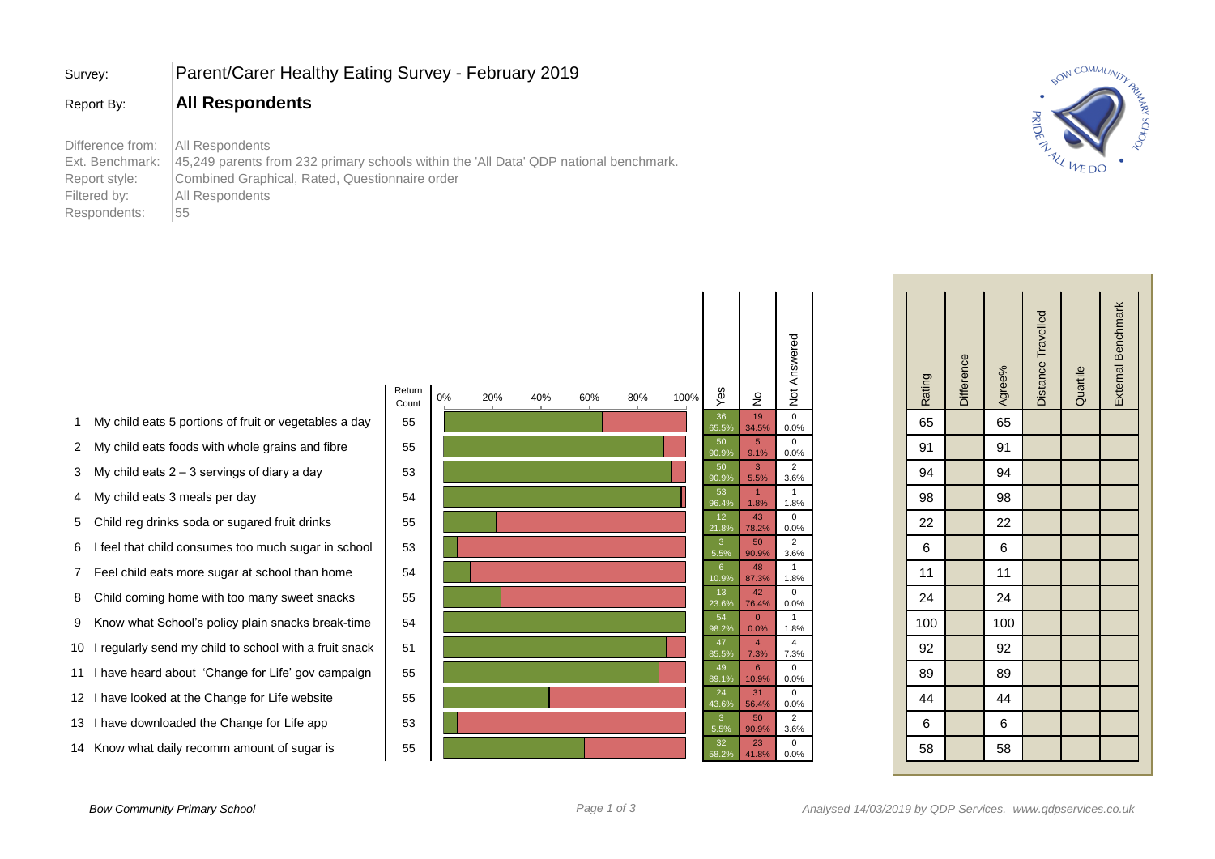| | |
|---|---|
| Survey: | Parent/Carer Healthy Eating Survey - February 2019 |
| Report By: | **All Respondents** |
| Difference from: | All Respondents |
| Ext. Benchmark: | 45,249 parents from 232 primary schools within the 'All Data' QDP national benchmark. |
| Report style: | Combined Graphical, Rated, Questionnaire order |
| Filtered by: | All Respondents |
| Respondents: | 55 |

| # | Question | Return Count | Yes | No | Not Answered | Rating | Difference | Agree% | Distance Travelled | Quartile | External Benchmark |
|---|---|---|---|---|---|---|---|---|---|---|---|
| 1 | My child eats 5 portions of fruit or vegetables a day | 55 | 36 (65.5%) | 19 (34.5%) | 0 (0.0%) | 65 | | 65 | | | |
| 2 | My child eats foods with whole grains and fibre | 55 | 50 (90.9%) | 5 (9.1%) | 0 (0.0%) | 91 | | 91 | | | |
| 3 | My child eats 2 – 3 servings of diary a day | 53 | 50 (90.9%) | 3 (5.5%) | 2 (3.6%) | 94 | | 94 | | | |
| 4 | My child eats 3 meals per day | 54 | 53 (96.4%) | 1 (1.8%) | 1 (1.8%) | 98 | | 98 | | | |
| 5 | Child reg drinks soda or sugared fruit drinks | 55 | 12 (21.8%) | 43 (78.2%) | 0 (0.0%) | 22 | | 22 | | | |
| 6 | I feel that child consumes too much sugar in school | 53 | 3 (5.5%) | 50 (90.9%) | 2 (3.6%) | 6 | | 6 | | | |
| 7 | Feel child eats more sugar at school than home | 54 | 6 (10.9%) | 48 (87.3%) | 1 (1.8%) | 11 | | 11 | | | |
| 8 | Child coming home with too many sweet snacks | 55 | 13 (23.6%) | 42 (76.4%) | 0 (0.0%) | 24 | | 24 | | | |
| 9 | Know what School's policy plain snacks break-time | 54 | 54 (98.2%) | 0 (0.0%) | 1 (1.8%) | 100 | | 100 | | | |
| 10 | I regularly send my child to school with a fruit snack | 51 | 47 (85.5%) | 4 (7.3%) | 4 (7.3%) | 92 | | 92 | | | |
| 11 | I have heard about 'Change for Life' gov campaign | 55 | 49 (89.1%) | 6 (10.9%) | 0 (0.0%) | 89 | | 89 | | | |
| 12 | I have looked at the Change for Life website | 55 | 24 (43.6%) | 31 (56.4%) | 0 (0.0%) | 44 | | 44 | | | |
| 13 | I have downloaded the Change for Life app | 53 | 3 (5.5%) | 50 (90.9%) | 2 (3.6%) | 6 | | 6 | | | |
| 14 | Know what daily recomm amount of sugar is | 55 | 32 (58.2%) | 23 (41.8%) | 0 (0.0%) | 58 | | 58 | | | |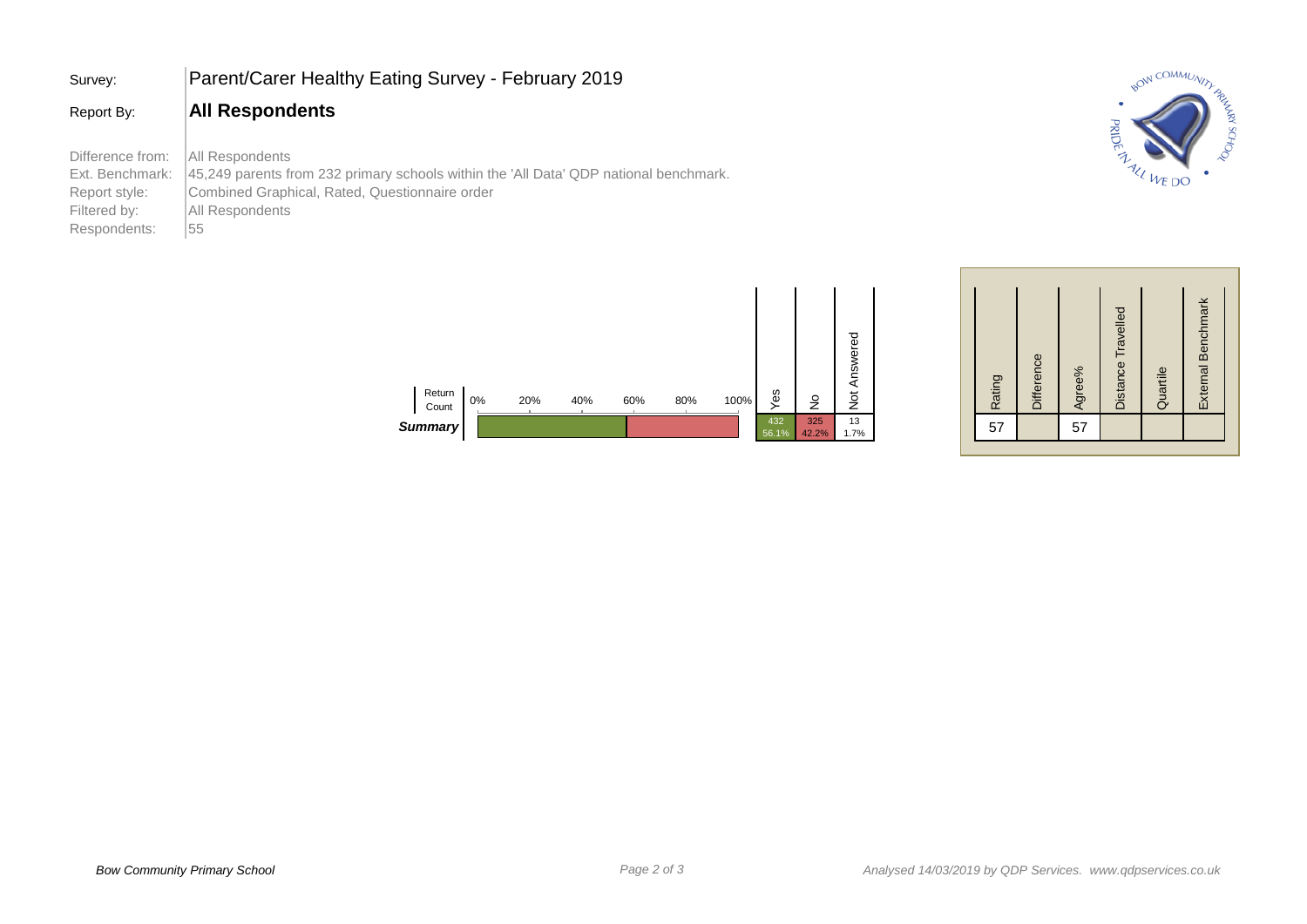Survey: **Parent/Carer Healthy Eating Survey - February 2019**

Report By: **All Respondents**

Difference from: All Respondents
Ext. Benchmark: 45,249 parents from 232 primary schools within the 'All Data' QDP national benchmark.
Report style: Combined Graphical, Rated, Questionnaire order
Filtered by: All Respondents
Respondents: 55

| Return Count | Yes | No | Not Answered |
|---|---|---|---|
| ***Summary*** | 432 56.1% | 325 42.2% | 13 1.7% |

| Rating | Difference | Agree% | Distance Travelled | Quartile | External Benchmark |
|---|---|---|---|---|---|
| 57 | | 57 | | | |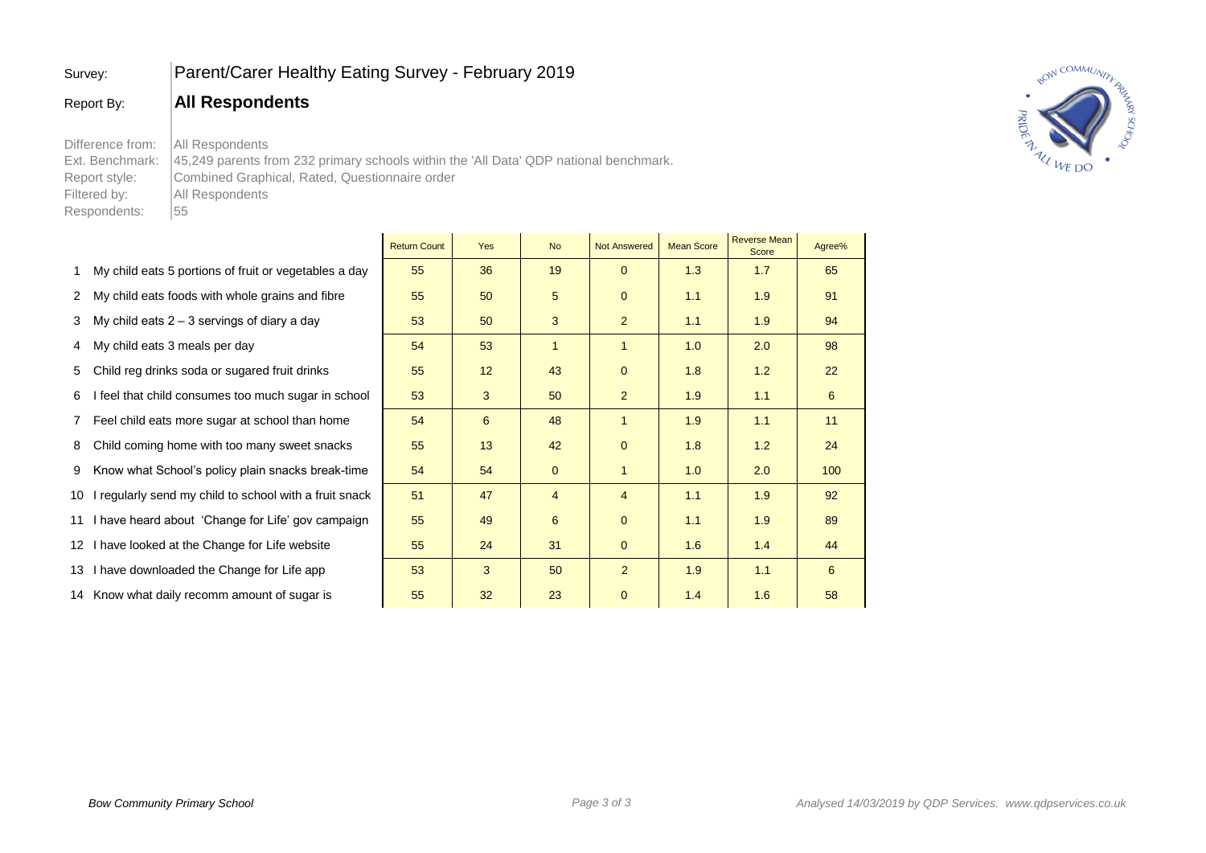Survey: Parent/Carer Healthy Eating Survey - February 2019

Report By: **All Respondents**

Difference from: All Respondents
Ext. Benchmark: 45,249 parents from 232 primary schools within the 'All Data' QDP national benchmark.
Report style: Combined Graphical, Rated, Questionnaire order
Filtered by: All Respondents
Respondents: 55

| | | Return Count | Yes | No | Not Answered | Mean Score | Reverse Mean Score | Agree% |
|---|---|---|---|---|---|---|---|---|
| 1 | My child eats 5 portions of fruit or vegetables a day | 55 | 36 | 19 | 0 | 1.3 | 1.7 | 65 |
| 2 | My child eats foods with whole grains and fibre | 55 | 50 | 5 | 0 | 1.1 | 1.9 | 91 |
| 3 | My child eats 2 – 3 servings of diary a day | 53 | 50 | 3 | 2 | 1.1 | 1.9 | 94 |
| 4 | My child eats 3 meals per day | 54 | 53 | 1 | 1 | 1.0 | 2.0 | 98 |
| 5 | Child reg drinks soda or sugared fruit drinks | 55 | 12 | 43 | 0 | 1.8 | 1.2 | 22 |
| 6 | I feel that child consumes too much sugar in school | 53 | 3 | 50 | 2 | 1.9 | 1.1 | 6 |
| 7 | Feel child eats more sugar at school than home | 54 | 6 | 48 | 1 | 1.9 | 1.1 | 11 |
| 8 | Child coming home with too many sweet snacks | 55 | 13 | 42 | 0 | 1.8 | 1.2 | 24 |
| 9 | Know what School's policy plain snacks break-time | 54 | 54 | 0 | 1 | 1.0 | 2.0 | 100 |
| 10 | I regularly send my child to school with a fruit snack | 51 | 47 | 4 | 4 | 1.1 | 1.9 | 92 |
| 11 | I have heard about 'Change for Life' gov campaign | 55 | 49 | 6 | 0 | 1.1 | 1.9 | 89 |
| 12 | I have looked at the Change for Life website | 55 | 24 | 31 | 0 | 1.6 | 1.4 | 44 |
| 13 | I have downloaded the Change for Life app | 53 | 3 | 50 | 2 | 1.9 | 1.1 | 6 |
| 14 | Know what daily recomm amount of sugar is | 55 | 32 | 23 | 0 | 1.4 | 1.6 | 58 |

*Bow Community Primary School*

*Analysed 14/03/2019 by QDP Services. www.qdpservices.co.uk*